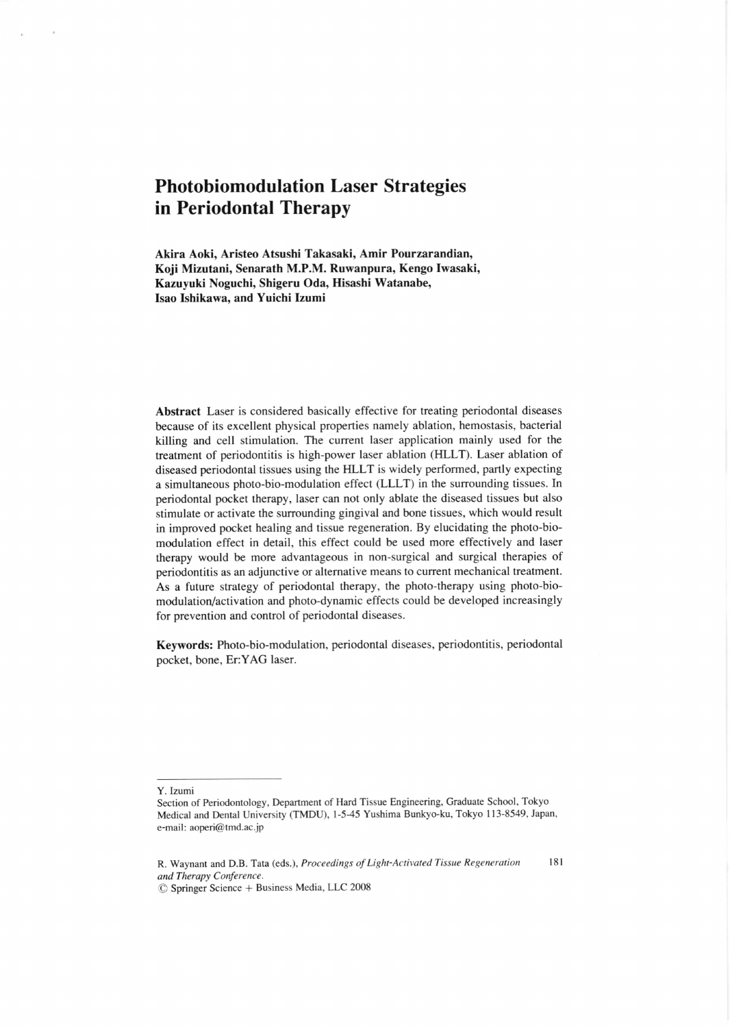# Photobiomodulation Laser Strategies in Periodontal Therapy

**Akira Aoki, Aristeo Atsushi Takasaki, Amir Pourzarandian, Koji Mizutani, Senarath M.P.M. Ruwanpura, Kengo Iwasaki, Kazuyuki Noguchi, Shigeru Oda, Hisashi Watanabe, Isao Ishikawa, and Yuichi Izumi**

**Abstract** Laser is considered basically effective for treating periodontal diseases because of its excellent physical properties namely ablation, hemostasis, bacterial killing and cell stimulation. The current laser application mainly used for the treatment of periodontitis is high-power laser ablation (HLLT). Laser ablation of diseased periodontal tissues using the HLLT is widely performed, partly expecting a simultaneous photo-bio-modulation effect (LLLT) in the surrounding tissues. In periodontal pocket therapy, laser can not only ablate the diseased tissues but also stimulate or activate the surrounding gingival and bone tissues, which would result in improved pocket healing and tissue regeneration. By elucidating the photo-bio-modulation effect in detail, this effect could be used more effectively and laser therapy would be more advantageous in non-surgical and surgical therapies of periodontitis as an adjunctive or alternative means to current mechanical treatment. As a future strategy of periodontal therapy, the photo-therapy using photo-bio-modulation/activation and photo-dynamic effects could be developed increasingly for prevention and control of periodontal diseases.

**Keywords:** Photo-bio-modulation, periodontal diseases, periodontitis, periodontal pocket, bone, Er:YAG laser.

---

Y. Izumi
Section of Periodontology, Department of Hard Tissue Engineering, Graduate School, Tokyo Medical and Dental University (TMDU), 1-5-45 Yushima Bunkyo-ku, Tokyo 113-8549, Japan, e-mail: aoperi@tmd.ac.jp

R. Waynant and D.B. Tata (eds.), *Proceedings of Light-Activated Tissue Regeneration and Therapy Conference.*
© Springer Science + Business Media, LLC 2008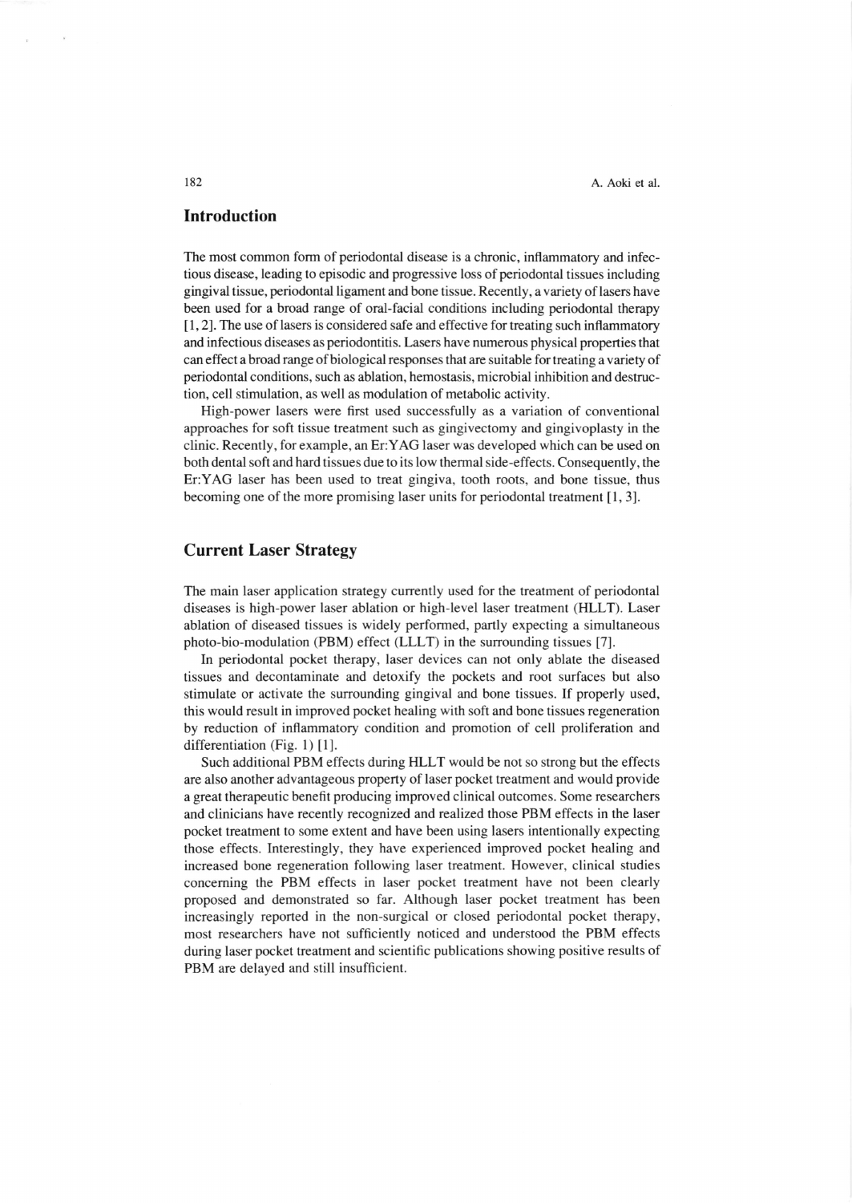## Introduction

The most common form of periodontal disease is a chronic, inflammatory and infectious disease, leading to episodic and progressive loss of periodontal tissues including gingival tissue, periodontal ligament and bone tissue. Recently, a variety of lasers have been used for a broad range of oral-facial conditions including periodontal therapy [1, 2]. The use of lasers is considered safe and effective for treating such inflammatory and infectious diseases as periodontitis. Lasers have numerous physical properties that can effect a broad range of biological responses that are suitable for treating a variety of periodontal conditions, such as ablation, hemostasis, microbial inhibition and destruction, cell stimulation, as well as modulation of metabolic activity.

High-power lasers were first used successfully as a variation of conventional approaches for soft tissue treatment such as gingivectomy and gingivoplasty in the clinic. Recently, for example, an Er:YAG laser was developed which can be used on both dental soft and hard tissues due to its low thermal side-effects. Consequently, the Er:YAG laser has been used to treat gingiva, tooth roots, and bone tissue, thus becoming one of the more promising laser units for periodontal treatment [1, 3].

## Current Laser Strategy

The main laser application strategy currently used for the treatment of periodontal diseases is high-power laser ablation or high-level laser treatment (HLLT). Laser ablation of diseased tissues is widely performed, partly expecting a simultaneous photo-bio-modulation (PBM) effect (LLLT) in the surrounding tissues [7].

In periodontal pocket therapy, laser devices can not only ablate the diseased tissues and decontaminate and detoxify the pockets and root surfaces but also stimulate or activate the surrounding gingival and bone tissues. If properly used, this would result in improved pocket healing with soft and bone tissues regeneration by reduction of inflammatory condition and promotion of cell proliferation and differentiation (Fig. 1) [1].

Such additional PBM effects during HLLT would be not so strong but the effects are also another advantageous property of laser pocket treatment and would provide a great therapeutic benefit producing improved clinical outcomes. Some researchers and clinicians have recently recognized and realized those PBM effects in the laser pocket treatment to some extent and have been using lasers intentionally expecting those effects. Interestingly, they have experienced improved pocket healing and increased bone regeneration following laser treatment. However, clinical studies concerning the PBM effects in laser pocket treatment have not been clearly proposed and demonstrated so far. Although laser pocket treatment has been increasingly reported in the non-surgical or closed periodontal pocket therapy, most researchers have not sufficiently noticed and understood the PBM effects during laser pocket treatment and scientific publications showing positive results of PBM are delayed and still insufficient.